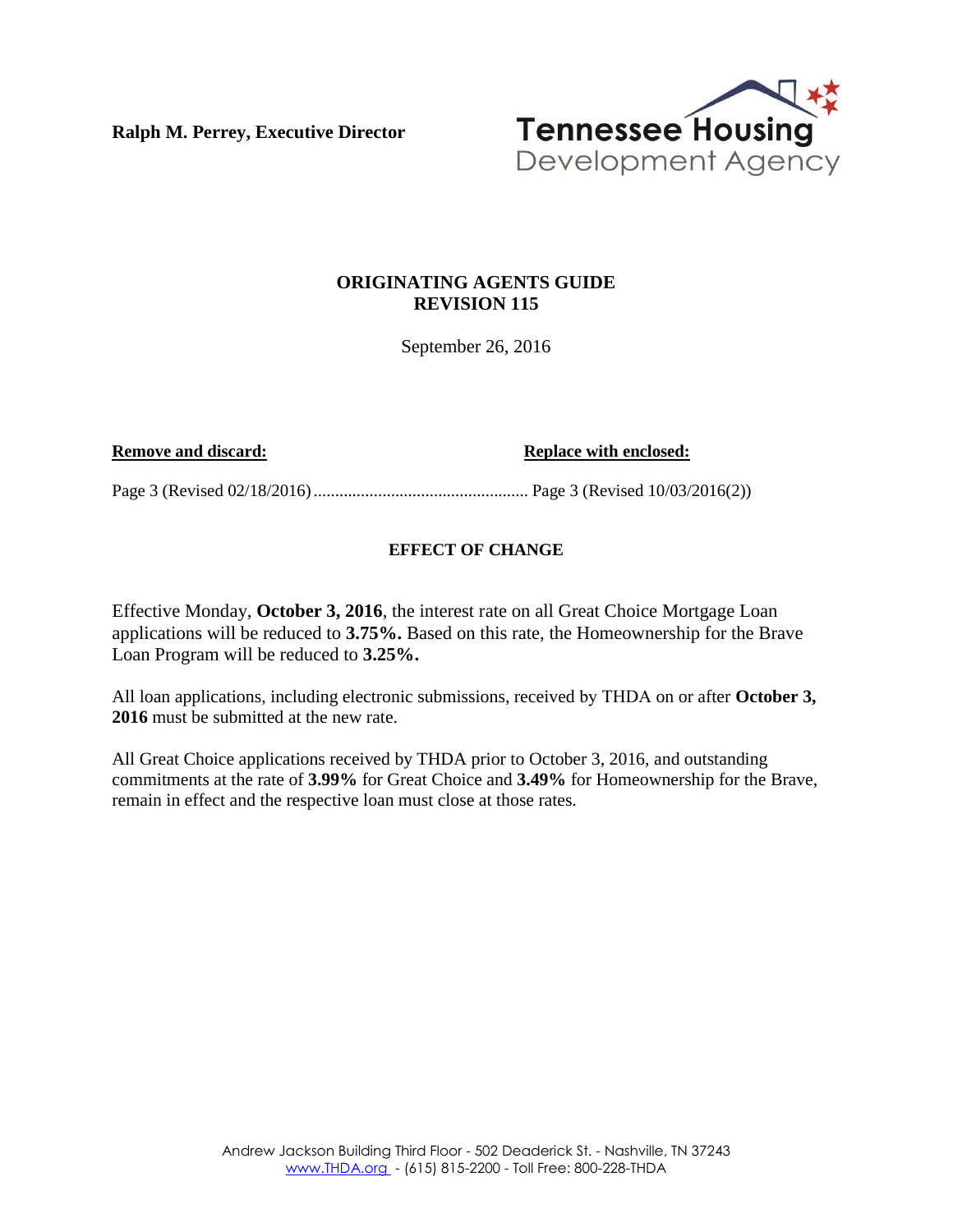**Ralph M. Perrey, Executive Director**

Tennessee Housing Development Agency

# ORIGINATING AGENTS GUIDE
# REVISION 115

September 26, 2016

| **Remove and discard:** | **Replace with enclosed:** |
| --- | --- |
| Page 3 (Revised 02/18/2016) | Page 3 (Revised 10/03/2016(2)) |

## EFFECT OF CHANGE

Effective Monday, **October 3, 2016**, the interest rate on all Great Choice Mortgage Loan applications will be reduced to **3.75%.** Based on this rate, the Homeownership for the Brave Loan Program will be reduced to **3.25%.**

All loan applications, including electronic submissions, received by THDA on or after **October 3, 2016** must be submitted at the new rate.

All Great Choice applications received by THDA prior to October 3, 2016, and outstanding commitments at the rate of **3.99%** for Great Choice and **3.49%** for Homeownership for the Brave, remain in effect and the respective loan must close at those rates.

Andrew Jackson Building Third Floor - 502 Deaderick St. - Nashville, TN 37243
www.THDA.org - (615) 815-2200 - Toll Free: 800-228-THDA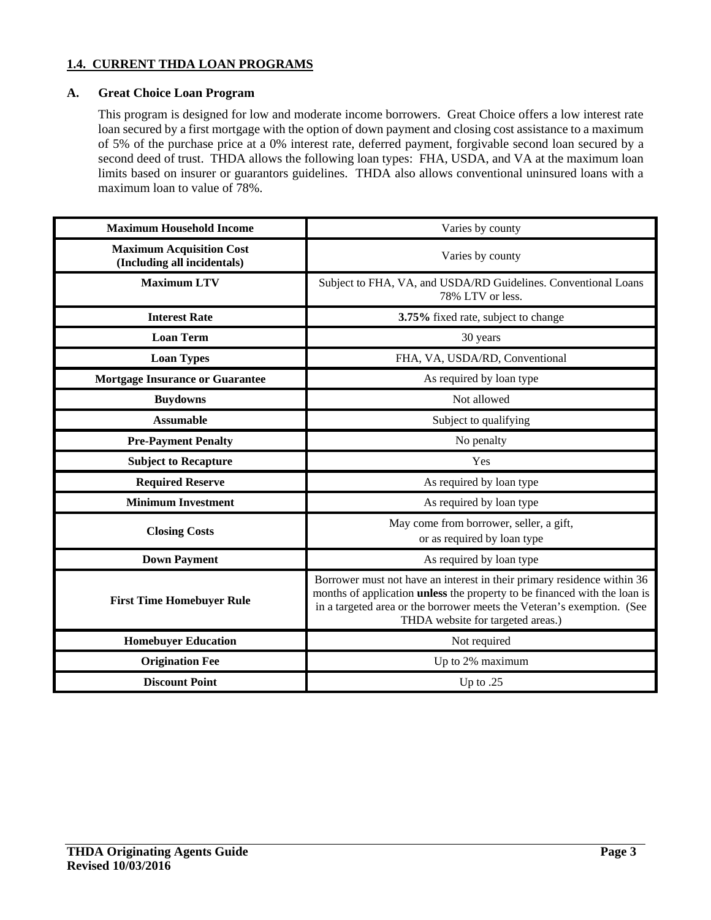## 1.4. CURRENT THDA LOAN PROGRAMS

### A. Great Choice Loan Program

This program is designed for low and moderate income borrowers. Great Choice offers a low interest rate loan secured by a first mortgage with the option of down payment and closing cost assistance to a maximum of 5% of the purchase price at a 0% interest rate, deferred payment, forgivable second loan secured by a second deed of trust. THDA allows the following loan types: FHA, USDA, and VA at the maximum loan limits based on insurer or guarantors guidelines. THDA also allows conventional uninsured loans with a maximum loan to value of 78%.

| | |
|---|---|
| **Maximum Household Income** | Varies by county |
| **Maximum Acquisition Cost (Including all incidentals)** | Varies by county |
| **Maximum LTV** | Subject to FHA, VA, and USDA/RD Guidelines. Conventional Loans 78% LTV or less. |
| **Interest Rate** | **3.75%** fixed rate, subject to change |
| **Loan Term** | 30 years |
| **Loan Types** | FHA, VA, USDA/RD, Conventional |
| **Mortgage Insurance or Guarantee** | As required by loan type |
| **Buydowns** | Not allowed |
| **Assumable** | Subject to qualifying |
| **Pre-Payment Penalty** | No penalty |
| **Subject to Recapture** | Yes |
| **Required Reserve** | As required by loan type |
| **Minimum Investment** | As required by loan type |
| **Closing Costs** | May come from borrower, seller, a gift, or as required by loan type |
| **Down Payment** | As required by loan type |
| **First Time Homebuyer Rule** | Borrower must not have an interest in their primary residence within 36 months of application **unless** the property to be financed with the loan is in a targeted area or the borrower meets the Veteran's exemption. (See THDA website for targeted areas.) |
| **Homebuyer Education** | Not required |
| **Origination Fee** | Up to 2% maximum |
| **Discount Point** | Up to .25 |